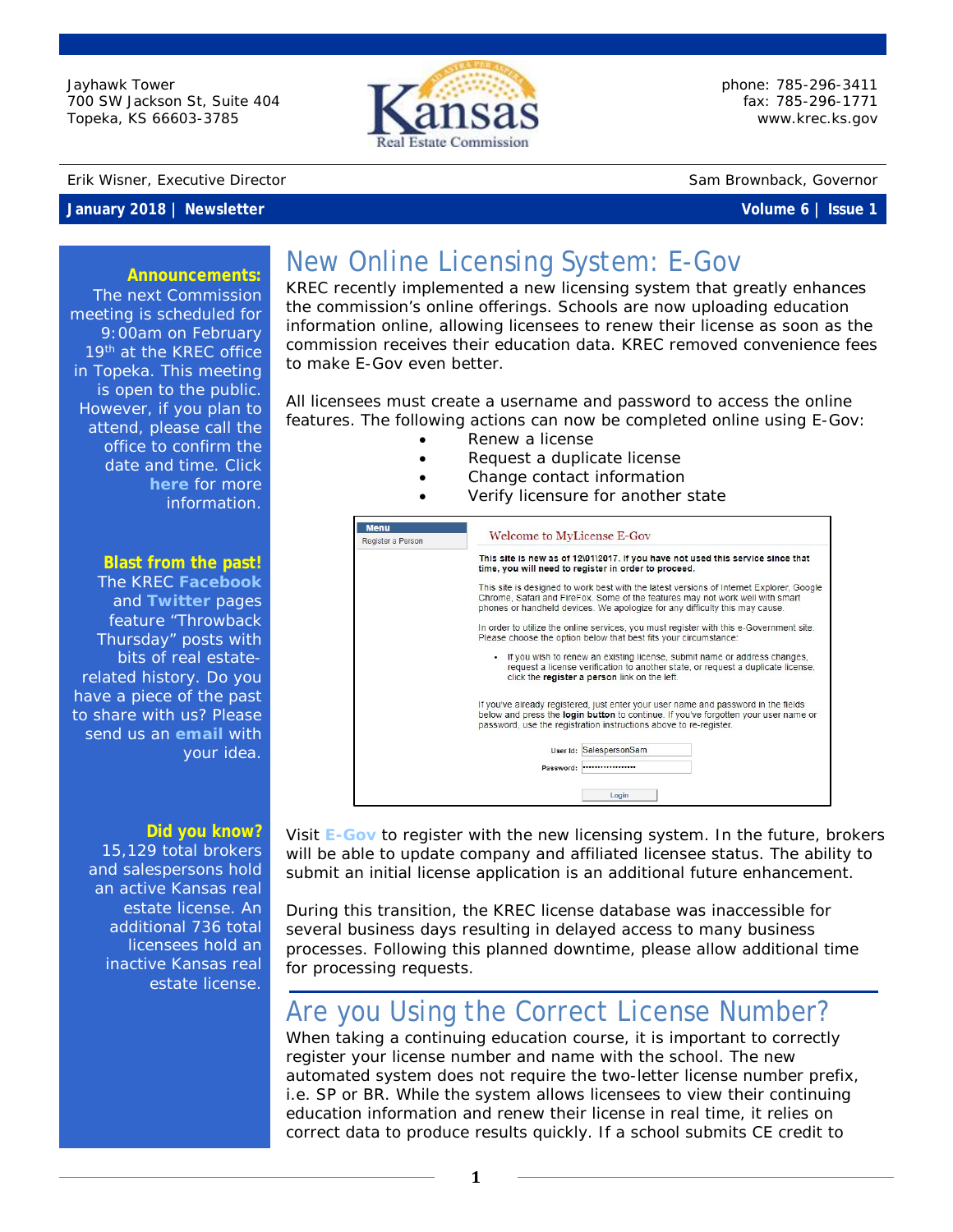Jayhawk Tower
700 SW Jackson St, Suite 404
Topeka, KS 66603-3785

Kansas Real Estate Commission

phone: 785-296-3411
fax: 785-296-1771
www.krec.ks.gov

Erik Wisner, Executive Director

Sam Brownback, Governor

**January 2018 | Newsletter** **Volume 6 | Issue 1**

**Announcements:**
The next Commission meeting is scheduled for 9:00am on February 19th at the KREC office in Topeka. This meeting is open to the public. However, if you plan to attend, please call the office to confirm the date and time. Click **here** for more information.

**Blast from the past!**
The KREC **Facebook** and **Twitter** pages feature "Throwback Thursday" posts with bits of real estate-related history. Do you have a piece of the past to share with us? Please send us an **email** with your idea.

**Did you know?**
15,129 total brokers and salespersons hold an active Kansas real estate license. An additional 736 total licensees hold an inactive Kansas real estate license.

# New Online Licensing System: E-Gov

KREC recently implemented a new licensing system that greatly enhances the commission's online offerings. Schools are now uploading education information online, allowing licensees to renew their license as soon as the commission receives their education data. KREC removed convenience fees to make E-Gov even better.

All licensees must create a username and password to access the online features. The following actions can now be completed online using E-Gov:

- Renew a license
- Request a duplicate license
- Change contact information
- Verify licensure for another state

> **Menu**
> Register a Person
>
> Welcome to MyLicense E-Gov
>
> **This site is new as of 12\01\2017. If you have not used this service since that time, you will need to register in order to proceed.**
>
> This site is designed to work best with the latest versions of Internet Explorer, Google Chrome, Safari and FireFox. Some of the features may not work well with smart phones or handheld devices. We apologize for any difficulty this may cause.
>
> In order to utilize the online services, you must register with this e-Government site. Please choose the option below that best fits your circumstance:
>
> - If you wish to renew an existing license, submit name or address changes, request a license verification to another state, or request a duplicate license, click the **register a person** link on the left.
>
> If you've already registered, just enter your user name and password in the fields below and press the **login button** to continue. If you've forgotten your user name or password, use the registration instructions above to re-register.
>
> User Id: SalespersonSam
> Password: ••••••••••••••••••
> Login

Visit **E-Gov** to register with the new licensing system. In the future, brokers will be able to update company and affiliated licensee status. The ability to submit an initial license application is an additional future enhancement.

During this transition, the KREC license database was inaccessible for several business days resulting in delayed access to many business processes. Following this planned downtime, please allow additional time for processing requests.

# Are you Using the Correct License Number?

When taking a continuing education course, it is important to correctly register your license number and name with the school. The new automated system does not require the two-letter license number prefix, i.e. SP or BR. While the system allows licensees to view their continuing education information and renew their license in real time, it relies on correct data to produce results quickly. If a school submits CE credit to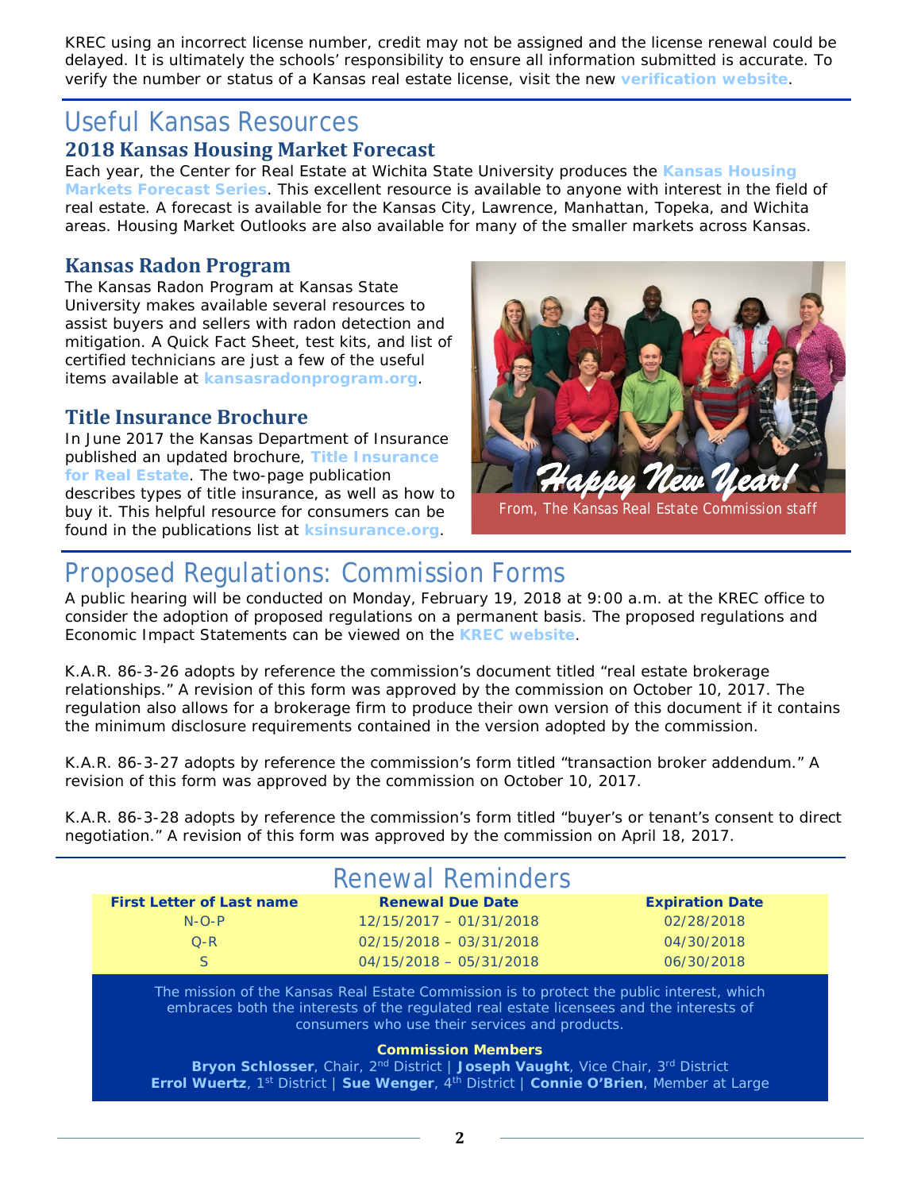KREC using an incorrect license number, credit may not be assigned and the license renewal could be delayed. It is ultimately the schools' responsibility to ensure all information submitted is accurate. To verify the number or status of a Kansas real estate license, visit the new **verification website**.

# Useful Kansas Resources

## 2018 Kansas Housing Market Forecast

Each year, the Center for Real Estate at Wichita State University produces the **Kansas Housing Markets Forecast Series**. This excellent resource is available to anyone with interest in the field of real estate. A forecast is available for the Kansas City, Lawrence, Manhattan, Topeka, and Wichita areas. Housing Market Outlooks are also available for many of the smaller markets across Kansas.

## Kansas Radon Program

The Kansas Radon Program at Kansas State University makes available several resources to assist buyers and sellers with radon detection and mitigation. A Quick Fact Sheet, test kits, and list of certified technicians are just a few of the useful items available at **kansasradonprogram.org**.

## Title Insurance Brochure

In June 2017 the Kansas Department of Insurance published an updated brochure, **Title Insurance for Real Estate**. The two-page publication describes types of title insurance, as well as how to buy it. This helpful resource for consumers can be found in the publications list at **ksinsurance.org**.

*Happy New Year!*

From, The Kansas Real Estate Commission staff

# Proposed Regulations: Commission Forms

A public hearing will be conducted on Monday, February 19, 2018 at 9:00 a.m. at the KREC office to consider the adoption of proposed regulations on a permanent basis. The proposed regulations and Economic Impact Statements can be viewed on the **KREC website**.

K.A.R. 86-3-26 adopts by reference the commission's document titled "real estate brokerage relationships." A revision of this form was approved by the commission on October 10, 2017. The regulation also allows for a brokerage firm to produce their own version of this document if it contains the minimum disclosure requirements contained in the version adopted by the commission.

K.A.R. 86-3-27 adopts by reference the commission's form titled "transaction broker addendum." A revision of this form was approved by the commission on October 10, 2017.

K.A.R. 86-3-28 adopts by reference the commission's form titled "buyer's or tenant's consent to direct negotiation." A revision of this form was approved by the commission on April 18, 2017.

# Renewal Reminders

| First Letter of Last name | Renewal Due Date | Expiration Date |
|---|---|---|
| N-O-P | 12/15/2017 – 01/31/2018 | 02/28/2018 |
| Q-R | 02/15/2018 – 03/31/2018 | 04/30/2018 |
| S | 04/15/2018 – 05/31/2018 | 06/30/2018 |

The mission of the Kansas Real Estate Commission is to protect the public interest, which embraces both the interests of the regulated real estate licensees and the interests of consumers who use their services and products.

**Commission Members**

**Bryon Schlosser**, Chair, 2nd District | **Joseph Vaught**, Vice Chair, 3rd District
**Errol Wuertz**, 1st District | **Sue Wenger**, 4th District | **Connie O'Brien**, Member at Large